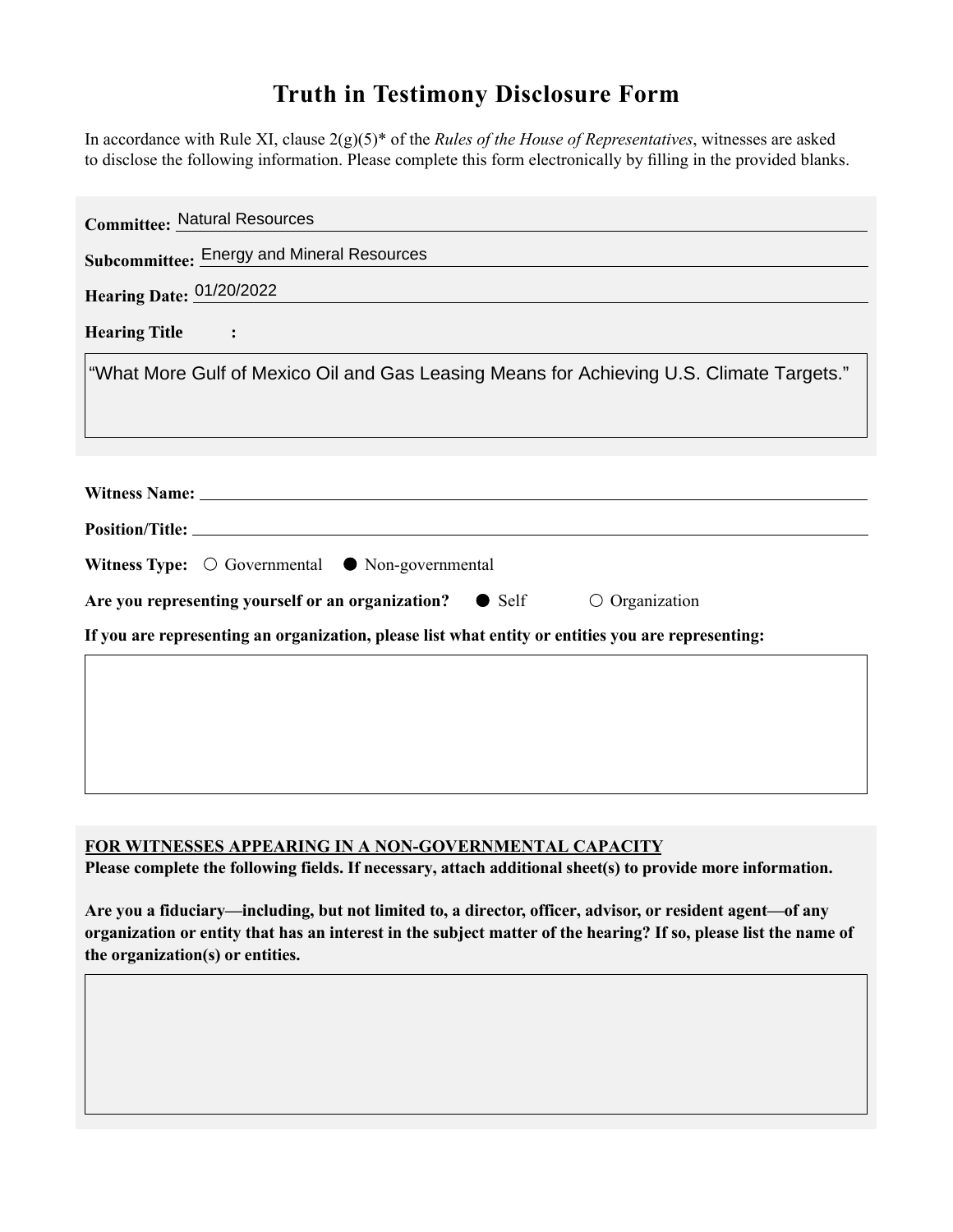# Truth in Testimony Disclosure Form

In accordance with Rule XI, clause 2(g)(5)* of the *Rules of the House of Representatives*, witnesses are asked to disclose the following information. Please complete this form electronically by filling in the provided blanks.

**Committee:** Natural Resources

**Subcommittee:** Energy and Mineral Resources

**Hearing Date:** 01/20/2022

**Hearing Title:**

"What More Gulf of Mexico Oil and Gas Leasing Means for Achieving U.S. Climate Targets."

**Witness Name:**

**Position/Title:**

**Witness Type:** ○ Governmental ● Non-governmental

**Are you representing yourself or an organization?** ● Self ○ Organization

**If you are representing an organization, please list what entity or entities you are representing:**

**FOR WITNESSES APPEARING IN A NON-GOVERNMENTAL CAPACITY**

**Please complete the following fields. If necessary, attach additional sheet(s) to provide more information.**

**Are you a fiduciary—including, but not limited to, a director, officer, advisor, or resident agent—of any organization or entity that has an interest in the subject matter of the hearing? If so, please list the name of the organization(s) or entities.**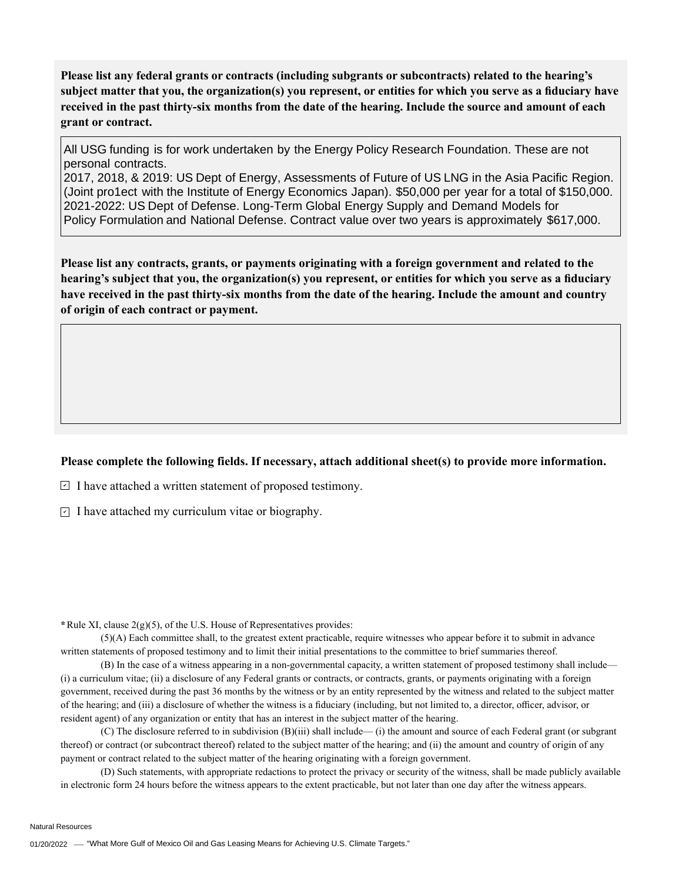**Please list any federal grants or contracts (including subgrants or subcontracts) related to the hearing's subject matter that you, the organization(s) you represent, or entities for which you serve as a fiduciary have received in the past thirty-six months from the date of the hearing. Include the source and amount of each grant or contract.**

All USG funding is for work undertaken by the Energy Policy Research Foundation. These are not personal contracts.
2017, 2018, & 2019: US Dept of Energy, Assessments of Future of US LNG in the Asia Pacific Region. (Joint pro1ect with the Institute of Energy Economics Japan). $50,000 per year for a total of $150,000.
2021-2022: US Dept of Defense. Long-Term Global Energy Supply and Demand Models for Policy Formulation and National Defense. Contract value over two years is approximately $617,000.

**Please list any contracts, grants, or payments originating with a foreign government and related to the hearing's subject that you, the organization(s) you represent, or entities for which you serve as a fiduciary have received in the past thirty-six months from the date of the hearing. Include the amount and country of origin of each contract or payment.**

**Please complete the following fields. If necessary, attach additional sheet(s) to provide more information.**

- [x] I have attached a written statement of proposed testimony.
- [x] I have attached my curriculum vitae or biography.

**\***Rule XI, clause 2(g)(5), of the U.S. House of Representatives provides:

(5)(A) Each committee shall, to the greatest extent practicable, require witnesses who appear before it to submit in advance written statements of proposed testimony and to limit their initial presentations to the committee to brief summaries thereof.

(B) In the case of a witness appearing in a non-governmental capacity, a written statement of proposed testimony shall include— (i) a curriculum vitae; (ii) a disclosure of any Federal grants or contracts, or contracts, grants, or payments originating with a foreign government, received during the past 36 months by the witness or by an entity represented by the witness and related to the subject matter of the hearing; and (iii) a disclosure of whether the witness is a fiduciary (including, but not limited to, a director, officer, advisor, or resident agent) of any organization or entity that has an interest in the subject matter of the hearing.

(C) The disclosure referred to in subdivision (B)(iii) shall include— (i) the amount and source of each Federal grant (or subgrant thereof) or contract (or subcontract thereof) related to the subject matter of the hearing; and (ii) the amount and country of origin of any payment or contract related to the subject matter of the hearing originating with a foreign government.

(D) Such statements, with appropriate redactions to protect the privacy or security of the witness, shall be made publicly available in electronic form 24 hours before the witness appears to the extent practicable, but not later than one day after the witness appears.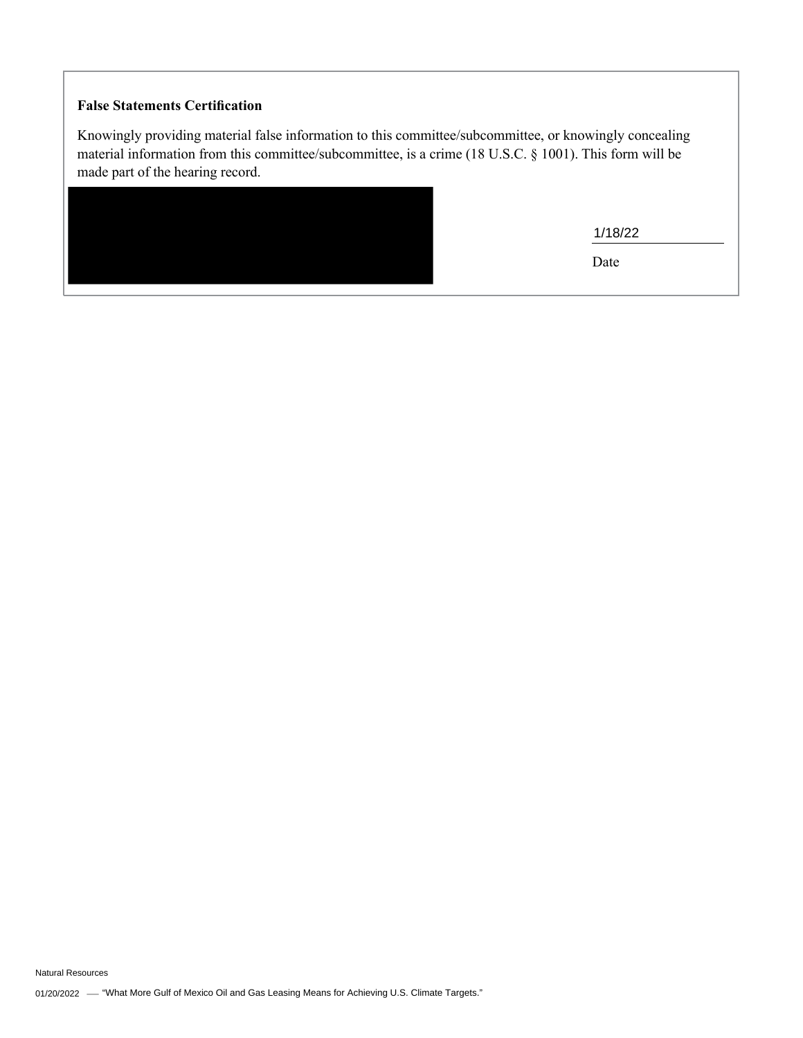**False Statements Certification**

Knowingly providing material false information to this committee/subcommittee, or knowingly concealing material information from this committee/subcommittee, is a crime (18 U.S.C. § 1001). This form will be made part of the hearing record.

1/18/22

Date